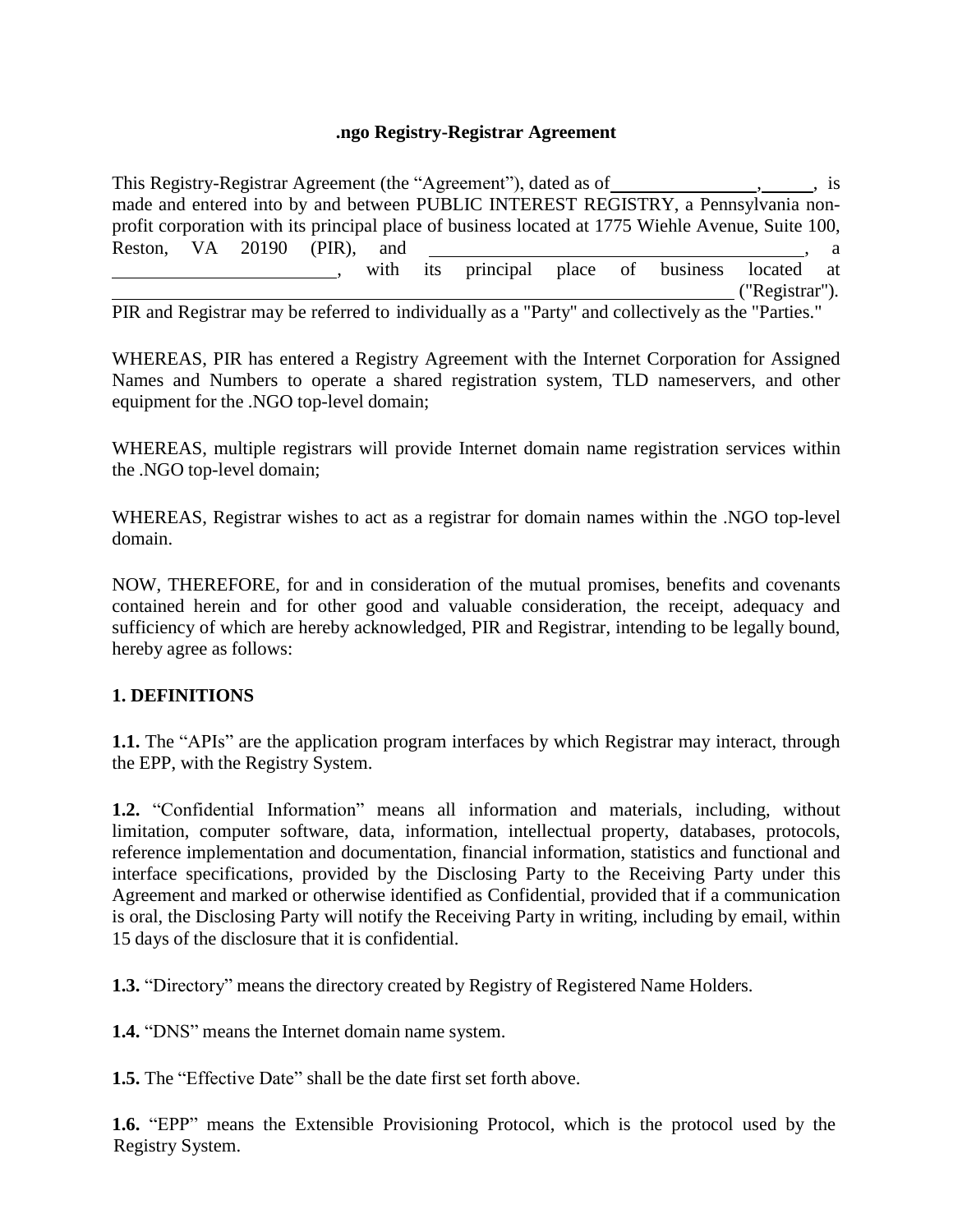# .ngo Registry-Registrar Agreement

This Registry-Registrar Agreement (the "Agreement"), dated as of ______________, _____, is made and entered into by and between PUBLIC INTEREST REGISTRY, a Pennsylvania non-profit corporation with its principal place of business located at 1775 Wiehle Avenue, Suite 100, Reston, VA 20190 (PIR), and ____________________________________, a ______________________, with its principal place of business located at ____________________________________________________________ ("Registrar"). PIR and Registrar may be referred to individually as a "Party" and collectively as the "Parties."

WHEREAS, PIR has entered a Registry Agreement with the Internet Corporation for Assigned Names and Numbers to operate a shared registration system, TLD nameservers, and other equipment for the .NGO top-level domain;

WHEREAS, multiple registrars will provide Internet domain name registration services within the .NGO top-level domain;

WHEREAS, Registrar wishes to act as a registrar for domain names within the .NGO top-level domain.

NOW, THEREFORE, for and in consideration of the mutual promises, benefits and covenants contained herein and for other good and valuable consideration, the receipt, adequacy and sufficiency of which are hereby acknowledged, PIR and Registrar, intending to be legally bound, hereby agree as follows:

## 1. DEFINITIONS

**1.1.** The "APIs" are the application program interfaces by which Registrar may interact, through the EPP, with the Registry System.

**1.2.** "Confidential Information" means all information and materials, including, without limitation, computer software, data, information, intellectual property, databases, protocols, reference implementation and documentation, financial information, statistics and functional and interface specifications, provided by the Disclosing Party to the Receiving Party under this Agreement and marked or otherwise identified as Confidential, provided that if a communication is oral, the Disclosing Party will notify the Receiving Party in writing, including by email, within 15 days of the disclosure that it is confidential.

**1.3.** "Directory" means the directory created by Registry of Registered Name Holders.

**1.4.** "DNS" means the Internet domain name system.

**1.5.** The "Effective Date" shall be the date first set forth above.

**1.6.** "EPP" means the Extensible Provisioning Protocol, which is the protocol used by the Registry System.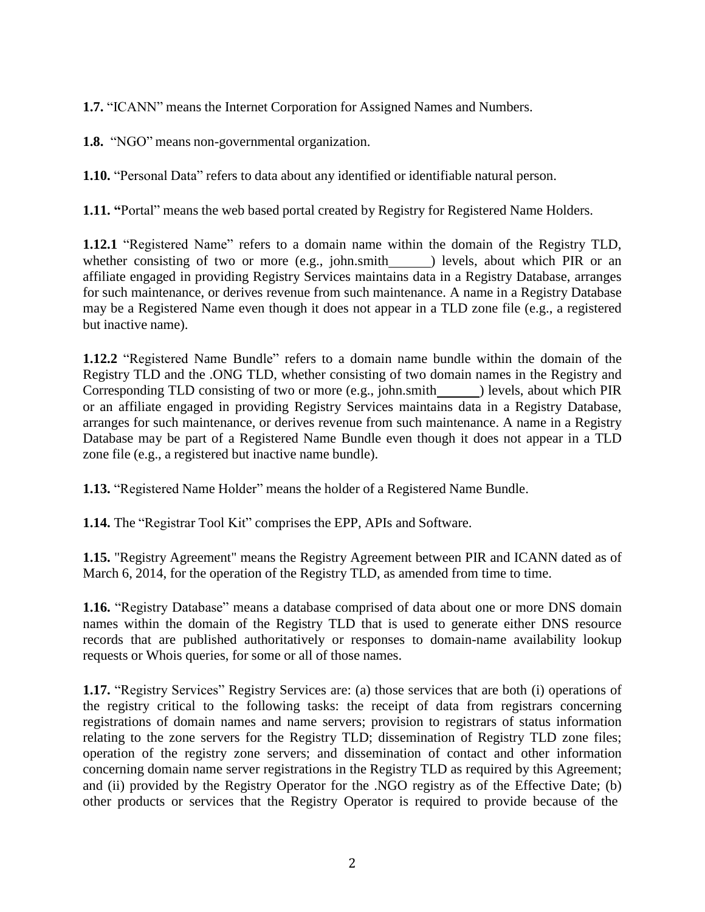**1.7.** "ICANN" means the Internet Corporation for Assigned Names and Numbers.

**1.8.** "NGO" means non-governmental organization.

**1.10.** "Personal Data" refers to data about any identified or identifiable natural person.

**1.11.** "Portal" means the web based portal created by Registry for Registered Name Holders.

**1.12.1** "Registered Name" refers to a domain name within the domain of the Registry TLD, whether consisting of two or more (e.g., john.smith______) levels, about which PIR or an affiliate engaged in providing Registry Services maintains data in a Registry Database, arranges for such maintenance, or derives revenue from such maintenance. A name in a Registry Database may be a Registered Name even though it does not appear in a TLD zone file (e.g., a registered but inactive name).

**1.12.2** "Registered Name Bundle" refers to a domain name bundle within the domain of the Registry TLD and the .ONG TLD, whether consisting of two domain names in the Registry and Corresponding TLD consisting of two or more (e.g., john.smith______) levels, about which PIR or an affiliate engaged in providing Registry Services maintains data in a Registry Database, arranges for such maintenance, or derives revenue from such maintenance. A name in a Registry Database may be part of a Registered Name Bundle even though it does not appear in a TLD zone file (e.g., a registered but inactive name bundle).

**1.13.** "Registered Name Holder" means the holder of a Registered Name Bundle.

**1.14.** The "Registrar Tool Kit" comprises the EPP, APIs and Software.

**1.15.** "Registry Agreement" means the Registry Agreement between PIR and ICANN dated as of March 6, 2014, for the operation of the Registry TLD, as amended from time to time.

**1.16.** "Registry Database" means a database comprised of data about one or more DNS domain names within the domain of the Registry TLD that is used to generate either DNS resource records that are published authoritatively or responses to domain-name availability lookup requests or Whois queries, for some or all of those names.

**1.17.** "Registry Services" Registry Services are: (a) those services that are both (i) operations of the registry critical to the following tasks: the receipt of data from registrars concerning registrations of domain names and name servers; provision to registrars of status information relating to the zone servers for the Registry TLD; dissemination of Registry TLD zone files; operation of the registry zone servers; and dissemination of contact and other information concerning domain name server registrations in the Registry TLD as required by this Agreement; and (ii) provided by the Registry Operator for the .NGO registry as of the Effective Date; (b) other products or services that the Registry Operator is required to provide because of the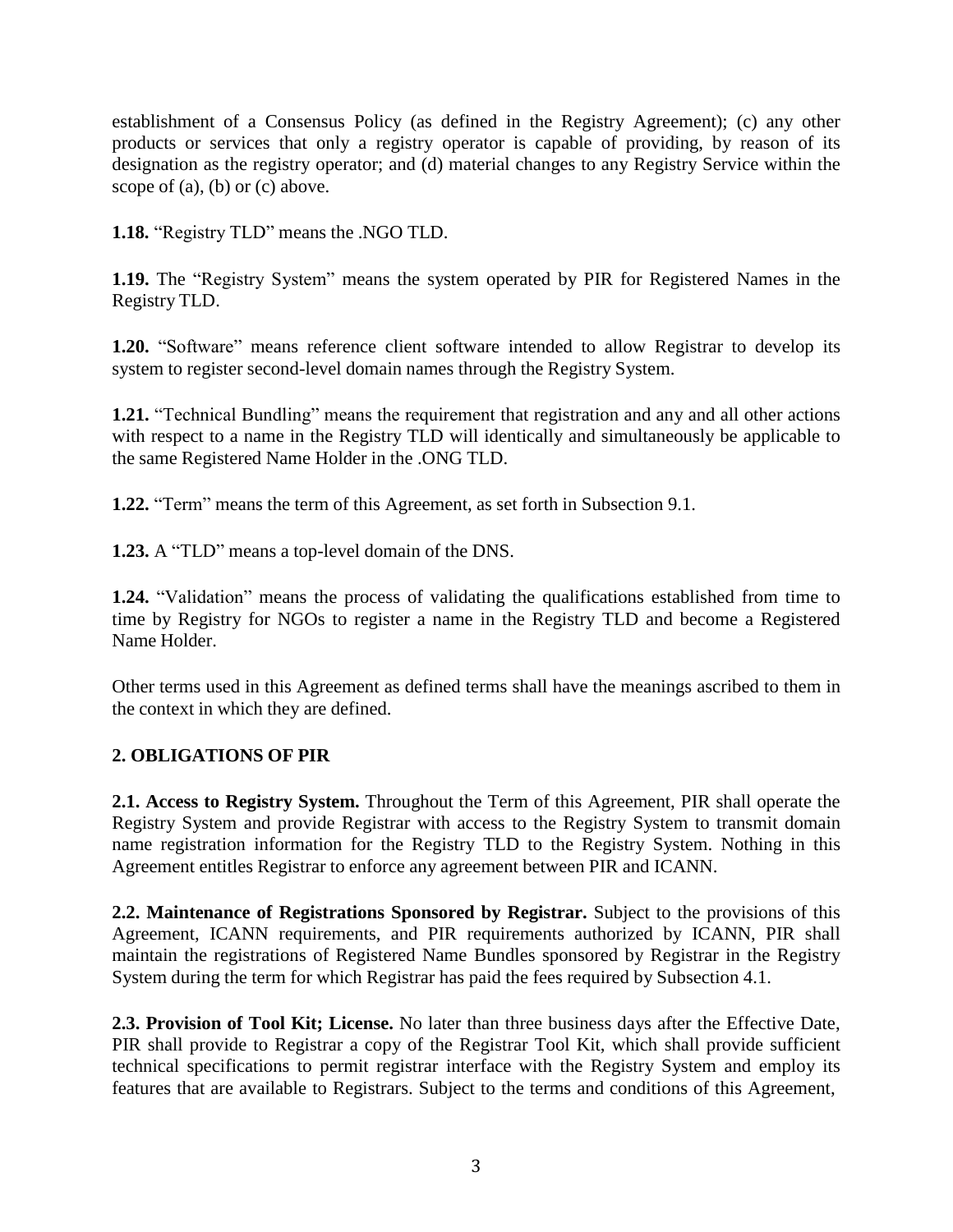establishment of a Consensus Policy (as defined in the Registry Agreement); (c) any other products or services that only a registry operator is capable of providing, by reason of its designation as the registry operator; and (d) material changes to any Registry Service within the scope of (a), (b) or (c) above.

**1.18.** "Registry TLD" means the .NGO TLD.

**1.19.** The "Registry System" means the system operated by PIR for Registered Names in the Registry TLD.

**1.20.** "Software" means reference client software intended to allow Registrar to develop its system to register second-level domain names through the Registry System.

**1.21.** "Technical Bundling" means the requirement that registration and any and all other actions with respect to a name in the Registry TLD will identically and simultaneously be applicable to the same Registered Name Holder in the .ONG TLD.

**1.22.** "Term" means the term of this Agreement, as set forth in Subsection 9.1.

**1.23.** A "TLD" means a top-level domain of the DNS.

**1.24.** "Validation" means the process of validating the qualifications established from time to time by Registry for NGOs to register a name in the Registry TLD and become a Registered Name Holder.

Other terms used in this Agreement as defined terms shall have the meanings ascribed to them in the context in which they are defined.

## 2. OBLIGATIONS OF PIR

**2.1. Access to Registry System.** Throughout the Term of this Agreement, PIR shall operate the Registry System and provide Registrar with access to the Registry System to transmit domain name registration information for the Registry TLD to the Registry System. Nothing in this Agreement entitles Registrar to enforce any agreement between PIR and ICANN.

**2.2. Maintenance of Registrations Sponsored by Registrar.** Subject to the provisions of this Agreement, ICANN requirements, and PIR requirements authorized by ICANN, PIR shall maintain the registrations of Registered Name Bundles sponsored by Registrar in the Registry System during the term for which Registrar has paid the fees required by Subsection 4.1.

**2.3. Provision of Tool Kit; License.** No later than three business days after the Effective Date, PIR shall provide to Registrar a copy of the Registrar Tool Kit, which shall provide sufficient technical specifications to permit registrar interface with the Registry System and employ its features that are available to Registrars. Subject to the terms and conditions of this Agreement,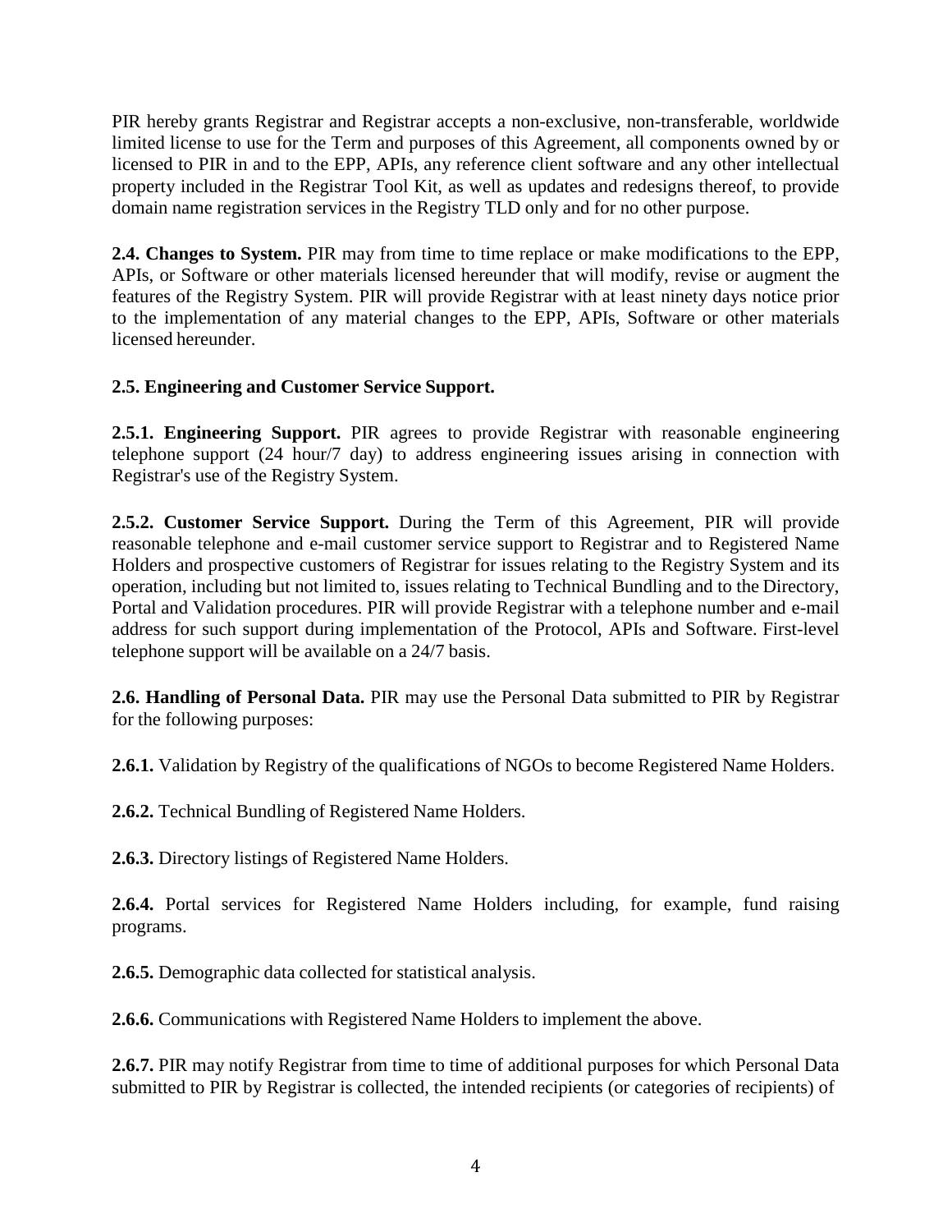PIR hereby grants Registrar and Registrar accepts a non-exclusive, non-transferable, worldwide limited license to use for the Term and purposes of this Agreement, all components owned by or licensed to PIR in and to the EPP, APIs, any reference client software and any other intellectual property included in the Registrar Tool Kit, as well as updates and redesigns thereof, to provide domain name registration services in the Registry TLD only and for no other purpose.

**2.4. Changes to System.** PIR may from time to time replace or make modifications to the EPP, APIs, or Software or other materials licensed hereunder that will modify, revise or augment the features of the Registry System. PIR will provide Registrar with at least ninety days notice prior to the implementation of any material changes to the EPP, APIs, Software or other materials licensed hereunder.

**2.5. Engineering and Customer Service Support.**

**2.5.1. Engineering Support.** PIR agrees to provide Registrar with reasonable engineering telephone support (24 hour/7 day) to address engineering issues arising in connection with Registrar's use of the Registry System.

**2.5.2. Customer Service Support.** During the Term of this Agreement, PIR will provide reasonable telephone and e-mail customer service support to Registrar and to Registered Name Holders and prospective customers of Registrar for issues relating to the Registry System and its operation, including but not limited to, issues relating to Technical Bundling and to the Directory, Portal and Validation procedures. PIR will provide Registrar with a telephone number and e-mail address for such support during implementation of the Protocol, APIs and Software. First-level telephone support will be available on a 24/7 basis.

**2.6. Handling of Personal Data.** PIR may use the Personal Data submitted to PIR by Registrar for the following purposes:

**2.6.1.** Validation by Registry of the qualifications of NGOs to become Registered Name Holders.

**2.6.2.** Technical Bundling of Registered Name Holders.

**2.6.3.** Directory listings of Registered Name Holders.

**2.6.4.** Portal services for Registered Name Holders including, for example, fund raising programs.

**2.6.5.** Demographic data collected for statistical analysis.

**2.6.6.** Communications with Registered Name Holders to implement the above.

**2.6.7.** PIR may notify Registrar from time to time of additional purposes for which Personal Data submitted to PIR by Registrar is collected, the intended recipients (or categories of recipients) of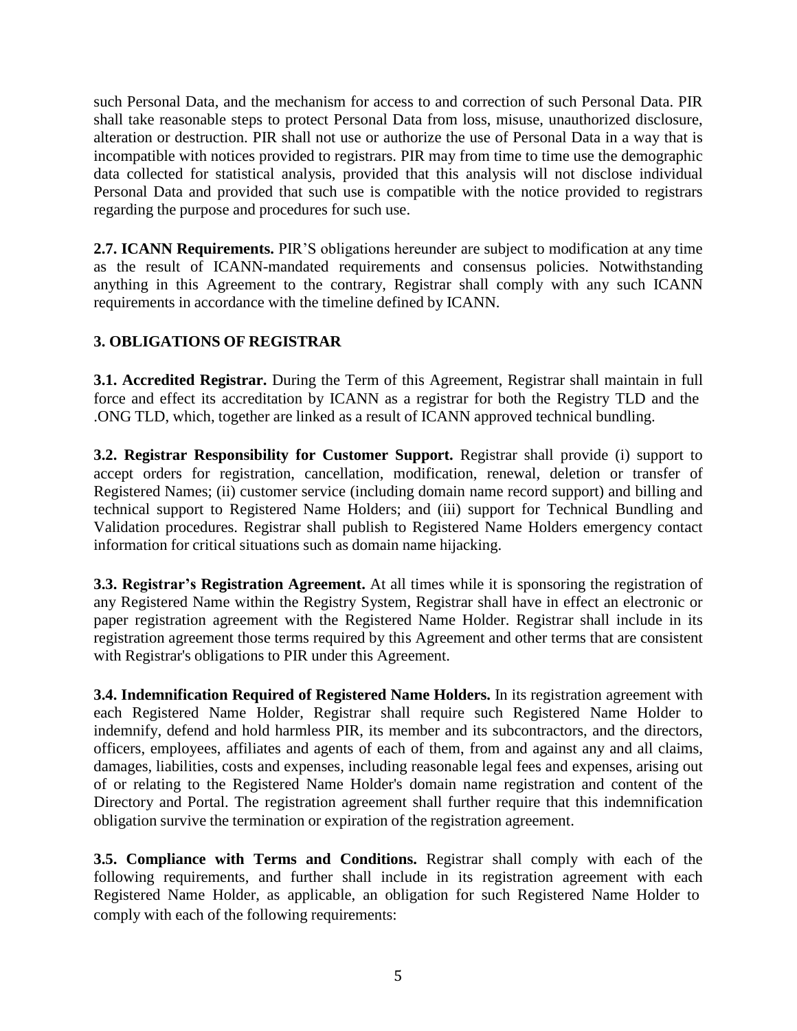such Personal Data, and the mechanism for access to and correction of such Personal Data. PIR shall take reasonable steps to protect Personal Data from loss, misuse, unauthorized disclosure, alteration or destruction. PIR shall not use or authorize the use of Personal Data in a way that is incompatible with notices provided to registrars. PIR may from time to time use the demographic data collected for statistical analysis, provided that this analysis will not disclose individual Personal Data and provided that such use is compatible with the notice provided to registrars regarding the purpose and procedures for such use.

**2.7. ICANN Requirements.** PIR'S obligations hereunder are subject to modification at any time as the result of ICANN-mandated requirements and consensus policies. Notwithstanding anything in this Agreement to the contrary, Registrar shall comply with any such ICANN requirements in accordance with the timeline defined by ICANN.

## 3. OBLIGATIONS OF REGISTRAR

**3.1. Accredited Registrar.** During the Term of this Agreement, Registrar shall maintain in full force and effect its accreditation by ICANN as a registrar for both the Registry TLD and the .ONG TLD, which, together are linked as a result of ICANN approved technical bundling.

**3.2. Registrar Responsibility for Customer Support.** Registrar shall provide (i) support to accept orders for registration, cancellation, modification, renewal, deletion or transfer of Registered Names; (ii) customer service (including domain name record support) and billing and technical support to Registered Name Holders; and (iii) support for Technical Bundling and Validation procedures. Registrar shall publish to Registered Name Holders emergency contact information for critical situations such as domain name hijacking.

**3.3. Registrar's Registration Agreement.** At all times while it is sponsoring the registration of any Registered Name within the Registry System, Registrar shall have in effect an electronic or paper registration agreement with the Registered Name Holder. Registrar shall include in its registration agreement those terms required by this Agreement and other terms that are consistent with Registrar's obligations to PIR under this Agreement.

**3.4. Indemnification Required of Registered Name Holders.** In its registration agreement with each Registered Name Holder, Registrar shall require such Registered Name Holder to indemnify, defend and hold harmless PIR, its member and its subcontractors, and the directors, officers, employees, affiliates and agents of each of them, from and against any and all claims, damages, liabilities, costs and expenses, including reasonable legal fees and expenses, arising out of or relating to the Registered Name Holder's domain name registration and content of the Directory and Portal. The registration agreement shall further require that this indemnification obligation survive the termination or expiration of the registration agreement.

**3.5. Compliance with Terms and Conditions.** Registrar shall comply with each of the following requirements, and further shall include in its registration agreement with each Registered Name Holder, as applicable, an obligation for such Registered Name Holder to comply with each of the following requirements: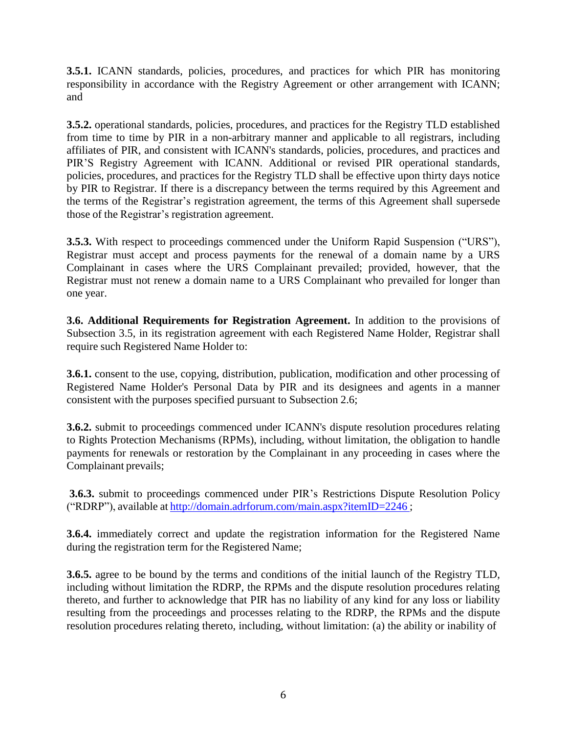**3.5.1.** ICANN standards, policies, procedures, and practices for which PIR has monitoring responsibility in accordance with the Registry Agreement or other arrangement with ICANN; and

**3.5.2.** operational standards, policies, procedures, and practices for the Registry TLD established from time to time by PIR in a non-arbitrary manner and applicable to all registrars, including affiliates of PIR, and consistent with ICANN's standards, policies, procedures, and practices and PIR'S Registry Agreement with ICANN. Additional or revised PIR operational standards, policies, procedures, and practices for the Registry TLD shall be effective upon thirty days notice by PIR to Registrar. If there is a discrepancy between the terms required by this Agreement and the terms of the Registrar's registration agreement, the terms of this Agreement shall supersede those of the Registrar's registration agreement.

**3.5.3.** With respect to proceedings commenced under the Uniform Rapid Suspension ("URS"), Registrar must accept and process payments for the renewal of a domain name by a URS Complainant in cases where the URS Complainant prevailed; provided, however, that the Registrar must not renew a domain name to a URS Complainant who prevailed for longer than one year.

**3.6. Additional Requirements for Registration Agreement.** In addition to the provisions of Subsection 3.5, in its registration agreement with each Registered Name Holder, Registrar shall require such Registered Name Holder to:

**3.6.1.** consent to the use, copying, distribution, publication, modification and other processing of Registered Name Holder's Personal Data by PIR and its designees and agents in a manner consistent with the purposes specified pursuant to Subsection 2.6;

**3.6.2.** submit to proceedings commenced under ICANN's dispute resolution procedures relating to Rights Protection Mechanisms (RPMs), including, without limitation, the obligation to handle payments for renewals or restoration by the Complainant in any proceeding in cases where the Complainant prevails;

**3.6.3.** submit to proceedings commenced under PIR's Restrictions Dispute Resolution Policy ("RDRP"), available at [http://domain.adrforum.com/main.aspx?itemID=2246](http://domain.adrforum.com/main.aspx?itemID=2246) ;

**3.6.4.** immediately correct and update the registration information for the Registered Name during the registration term for the Registered Name;

**3.6.5.** agree to be bound by the terms and conditions of the initial launch of the Registry TLD, including without limitation the RDRP, the RPMs and the dispute resolution procedures relating thereto, and further to acknowledge that PIR has no liability of any kind for any loss or liability resulting from the proceedings and processes relating to the RDRP, the RPMs and the dispute resolution procedures relating thereto, including, without limitation: (a) the ability or inability of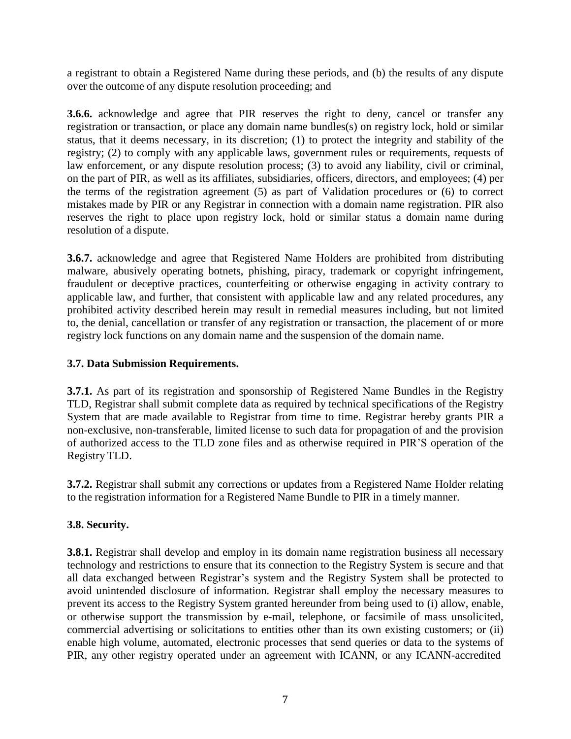a registrant to obtain a Registered Name during these periods, and (b) the results of any dispute over the outcome of any dispute resolution proceeding; and

**3.6.6.** acknowledge and agree that PIR reserves the right to deny, cancel or transfer any registration or transaction, or place any domain name bundles(s) on registry lock, hold or similar status, that it deems necessary, in its discretion; (1) to protect the integrity and stability of the registry; (2) to comply with any applicable laws, government rules or requirements, requests of law enforcement, or any dispute resolution process; (3) to avoid any liability, civil or criminal, on the part of PIR, as well as its affiliates, subsidiaries, officers, directors, and employees; (4) per the terms of the registration agreement (5) as part of Validation procedures or (6) to correct mistakes made by PIR or any Registrar in connection with a domain name registration. PIR also reserves the right to place upon registry lock, hold or similar status a domain name during resolution of a dispute.

**3.6.7.** acknowledge and agree that Registered Name Holders are prohibited from distributing malware, abusively operating botnets, phishing, piracy, trademark or copyright infringement, fraudulent or deceptive practices, counterfeiting or otherwise engaging in activity contrary to applicable law, and further, that consistent with applicable law and any related procedures, any prohibited activity described herein may result in remedial measures including, but not limited to, the denial, cancellation or transfer of any registration or transaction, the placement of or more registry lock functions on any domain name and the suspension of the domain name.

**3.7. Data Submission Requirements.**

**3.7.1.** As part of its registration and sponsorship of Registered Name Bundles in the Registry TLD, Registrar shall submit complete data as required by technical specifications of the Registry System that are made available to Registrar from time to time. Registrar hereby grants PIR a non-exclusive, non-transferable, limited license to such data for propagation of and the provision of authorized access to the TLD zone files and as otherwise required in PIR'S operation of the Registry TLD.

**3.7.2.** Registrar shall submit any corrections or updates from a Registered Name Holder relating to the registration information for a Registered Name Bundle to PIR in a timely manner.

**3.8. Security.**

**3.8.1.** Registrar shall develop and employ in its domain name registration business all necessary technology and restrictions to ensure that its connection to the Registry System is secure and that all data exchanged between Registrar's system and the Registry System shall be protected to avoid unintended disclosure of information. Registrar shall employ the necessary measures to prevent its access to the Registry System granted hereunder from being used to (i) allow, enable, or otherwise support the transmission by e-mail, telephone, or facsimile of mass unsolicited, commercial advertising or solicitations to entities other than its own existing customers; or (ii) enable high volume, automated, electronic processes that send queries or data to the systems of PIR, any other registry operated under an agreement with ICANN, or any ICANN-accredited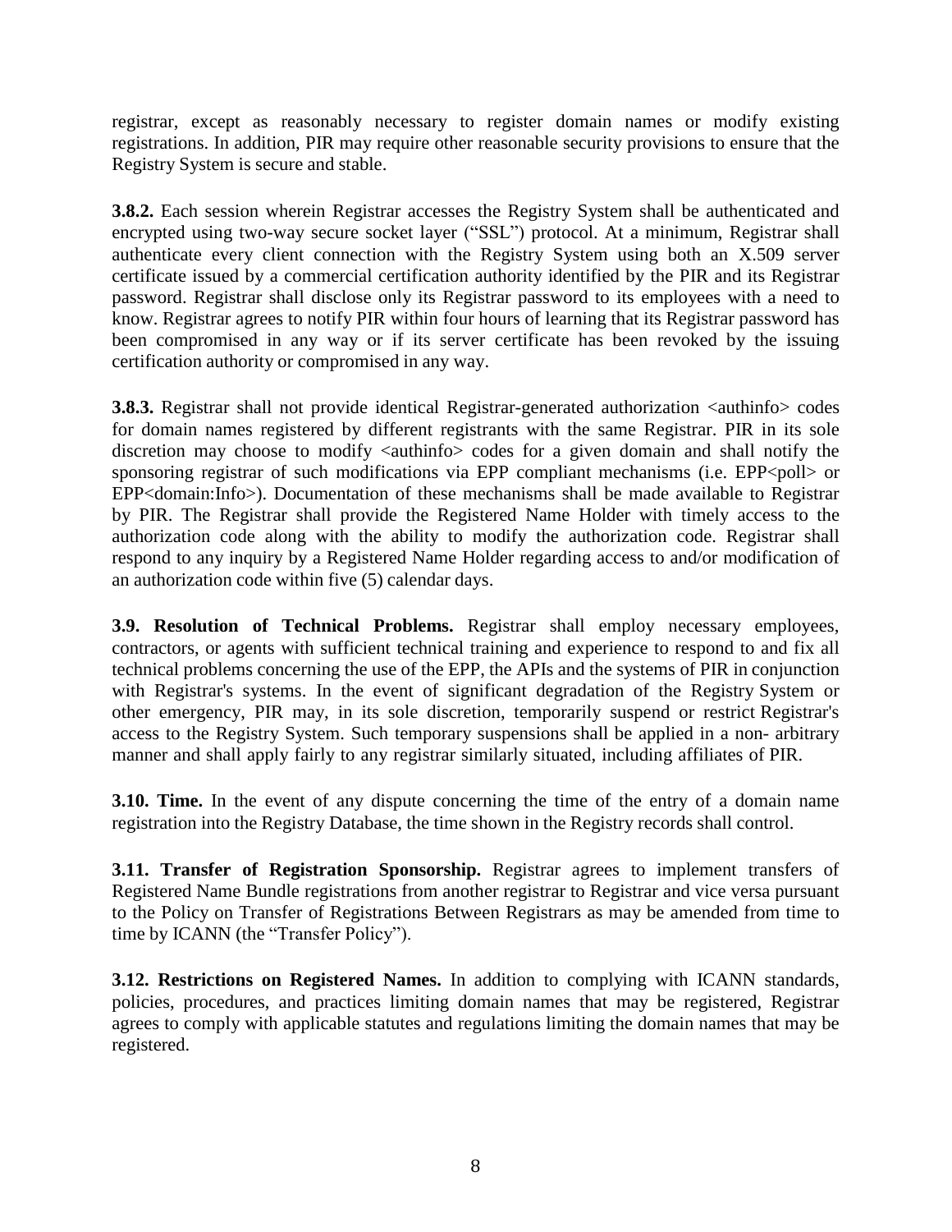registrar, except as reasonably necessary to register domain names or modify existing registrations. In addition, PIR may require other reasonable security provisions to ensure that the Registry System is secure and stable.

**3.8.2.** Each session wherein Registrar accesses the Registry System shall be authenticated and encrypted using two-way secure socket layer ("SSL") protocol. At a minimum, Registrar shall authenticate every client connection with the Registry System using both an X.509 server certificate issued by a commercial certification authority identified by the PIR and its Registrar password. Registrar shall disclose only its Registrar password to its employees with a need to know. Registrar agrees to notify PIR within four hours of learning that its Registrar password has been compromised in any way or if its server certificate has been revoked by the issuing certification authority or compromised in any way.

**3.8.3.** Registrar shall not provide identical Registrar-generated authorization <authinfo> codes for domain names registered by different registrants with the same Registrar. PIR in its sole discretion may choose to modify <authinfo> codes for a given domain and shall notify the sponsoring registrar of such modifications via EPP compliant mechanisms (i.e. EPP<poll> or EPP<domain:Info>). Documentation of these mechanisms shall be made available to Registrar by PIR. The Registrar shall provide the Registered Name Holder with timely access to the authorization code along with the ability to modify the authorization code. Registrar shall respond to any inquiry by a Registered Name Holder regarding access to and/or modification of an authorization code within five (5) calendar days.

**3.9. Resolution of Technical Problems.** Registrar shall employ necessary employees, contractors, or agents with sufficient technical training and experience to respond to and fix all technical problems concerning the use of the EPP, the APIs and the systems of PIR in conjunction with Registrar's systems. In the event of significant degradation of the Registry System or other emergency, PIR may, in its sole discretion, temporarily suspend or restrict Registrar's access to the Registry System. Such temporary suspensions shall be applied in a non- arbitrary manner and shall apply fairly to any registrar similarly situated, including affiliates of PIR.

**3.10. Time.** In the event of any dispute concerning the time of the entry of a domain name registration into the Registry Database, the time shown in the Registry records shall control.

**3.11. Transfer of Registration Sponsorship.** Registrar agrees to implement transfers of Registered Name Bundle registrations from another registrar to Registrar and vice versa pursuant to the Policy on Transfer of Registrations Between Registrars as may be amended from time to time by ICANN (the "Transfer Policy").

**3.12. Restrictions on Registered Names.** In addition to complying with ICANN standards, policies, procedures, and practices limiting domain names that may be registered, Registrar agrees to comply with applicable statutes and regulations limiting the domain names that may be registered.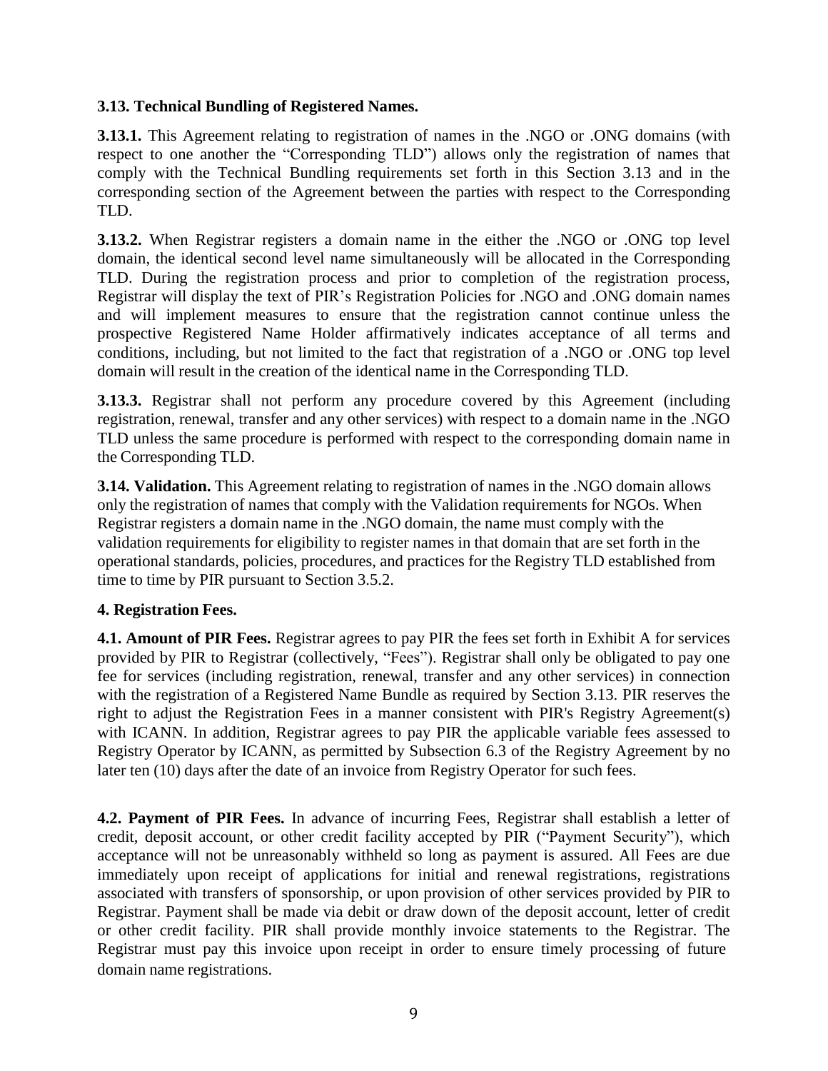**3.13. Technical Bundling of Registered Names.**

**3.13.1.** This Agreement relating to registration of names in the .NGO or .ONG domains (with respect to one another the "Corresponding TLD") allows only the registration of names that comply with the Technical Bundling requirements set forth in this Section 3.13 and in the corresponding section of the Agreement between the parties with respect to the Corresponding TLD.

**3.13.2.** When Registrar registers a domain name in the either the .NGO or .ONG top level domain, the identical second level name simultaneously will be allocated in the Corresponding TLD. During the registration process and prior to completion of the registration process, Registrar will display the text of PIR's Registration Policies for .NGO and .ONG domain names and will implement measures to ensure that the registration cannot continue unless the prospective Registered Name Holder affirmatively indicates acceptance of all terms and conditions, including, but not limited to the fact that registration of a .NGO or .ONG top level domain will result in the creation of the identical name in the Corresponding TLD.

**3.13.3.** Registrar shall not perform any procedure covered by this Agreement (including registration, renewal, transfer and any other services) with respect to a domain name in the .NGO TLD unless the same procedure is performed with respect to the corresponding domain name in the Corresponding TLD.

**3.14. Validation.** This Agreement relating to registration of names in the .NGO domain allows only the registration of names that comply with the Validation requirements for NGOs. When Registrar registers a domain name in the .NGO domain, the name must comply with the validation requirements for eligibility to register names in that domain that are set forth in the operational standards, policies, procedures, and practices for the Registry TLD established from time to time by PIR pursuant to Section 3.5.2.

**4. Registration Fees.**

**4.1. Amount of PIR Fees.** Registrar agrees to pay PIR the fees set forth in Exhibit A for services provided by PIR to Registrar (collectively, "Fees"). Registrar shall only be obligated to pay one fee for services (including registration, renewal, transfer and any other services) in connection with the registration of a Registered Name Bundle as required by Section 3.13. PIR reserves the right to adjust the Registration Fees in a manner consistent with PIR's Registry Agreement(s) with ICANN. In addition, Registrar agrees to pay PIR the applicable variable fees assessed to Registry Operator by ICANN, as permitted by Subsection 6.3 of the Registry Agreement by no later ten (10) days after the date of an invoice from Registry Operator for such fees.

**4.2. Payment of PIR Fees.** In advance of incurring Fees, Registrar shall establish a letter of credit, deposit account, or other credit facility accepted by PIR ("Payment Security"), which acceptance will not be unreasonably withheld so long as payment is assured. All Fees are due immediately upon receipt of applications for initial and renewal registrations, registrations associated with transfers of sponsorship, or upon provision of other services provided by PIR to Registrar. Payment shall be made via debit or draw down of the deposit account, letter of credit or other credit facility. PIR shall provide monthly invoice statements to the Registrar. The Registrar must pay this invoice upon receipt in order to ensure timely processing of future domain name registrations.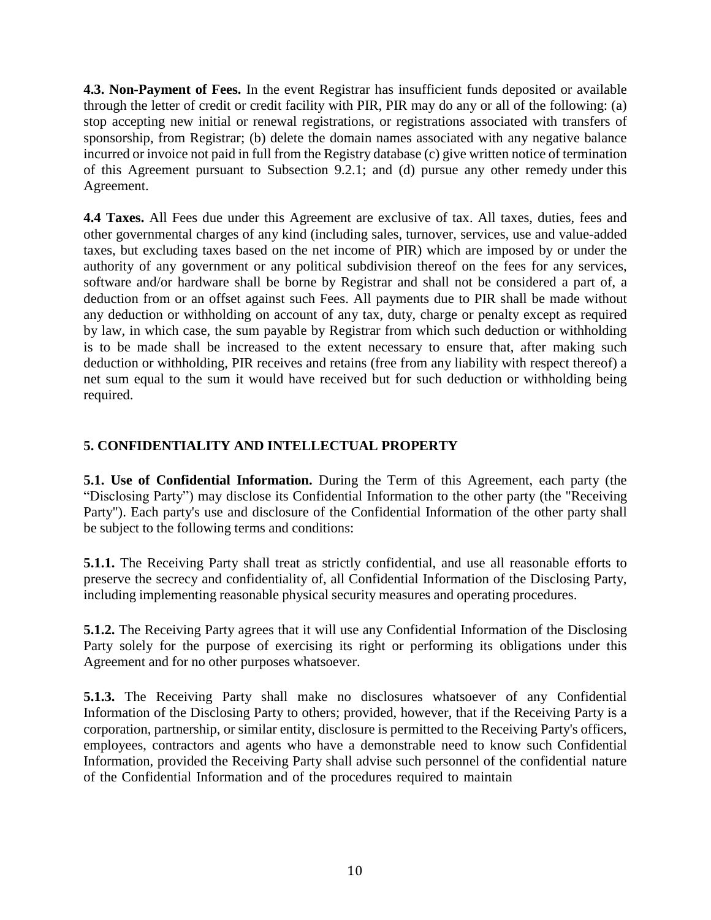**4.3. Non-Payment of Fees.** In the event Registrar has insufficient funds deposited or available through the letter of credit or credit facility with PIR, PIR may do any or all of the following: (a) stop accepting new initial or renewal registrations, or registrations associated with transfers of sponsorship, from Registrar; (b) delete the domain names associated with any negative balance incurred or invoice not paid in full from the Registry database (c) give written notice of termination of this Agreement pursuant to Subsection 9.2.1; and (d) pursue any other remedy under this Agreement.

**4.4 Taxes.** All Fees due under this Agreement are exclusive of tax. All taxes, duties, fees and other governmental charges of any kind (including sales, turnover, services, use and value-added taxes, but excluding taxes based on the net income of PIR) which are imposed by or under the authority of any government or any political subdivision thereof on the fees for any services, software and/or hardware shall be borne by Registrar and shall not be considered a part of, a deduction from or an offset against such Fees. All payments due to PIR shall be made without any deduction or withholding on account of any tax, duty, charge or penalty except as required by law, in which case, the sum payable by Registrar from which such deduction or withholding is to be made shall be increased to the extent necessary to ensure that, after making such deduction or withholding, PIR receives and retains (free from any liability with respect thereof) a net sum equal to the sum it would have received but for such deduction or withholding being required.

## 5. CONFIDENTIALITY AND INTELLECTUAL PROPERTY

**5.1. Use of Confidential Information.** During the Term of this Agreement, each party (the "Disclosing Party") may disclose its Confidential Information to the other party (the "Receiving Party"). Each party's use and disclosure of the Confidential Information of the other party shall be subject to the following terms and conditions:

**5.1.1.** The Receiving Party shall treat as strictly confidential, and use all reasonable efforts to preserve the secrecy and confidentiality of, all Confidential Information of the Disclosing Party, including implementing reasonable physical security measures and operating procedures.

**5.1.2.** The Receiving Party agrees that it will use any Confidential Information of the Disclosing Party solely for the purpose of exercising its right or performing its obligations under this Agreement and for no other purposes whatsoever.

**5.1.3.** The Receiving Party shall make no disclosures whatsoever of any Confidential Information of the Disclosing Party to others; provided, however, that if the Receiving Party is a corporation, partnership, or similar entity, disclosure is permitted to the Receiving Party's officers, employees, contractors and agents who have a demonstrable need to know such Confidential Information, provided the Receiving Party shall advise such personnel of the confidential nature of the Confidential Information and of the procedures required to maintain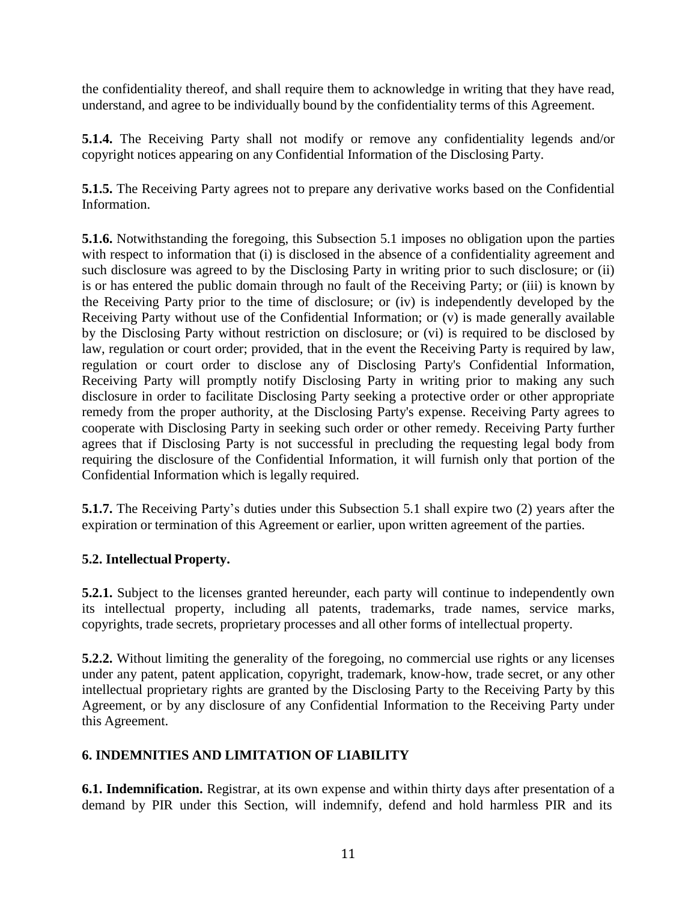the confidentiality thereof, and shall require them to acknowledge in writing that they have read, understand, and agree to be individually bound by the confidentiality terms of this Agreement.

**5.1.4.** The Receiving Party shall not modify or remove any confidentiality legends and/or copyright notices appearing on any Confidential Information of the Disclosing Party.

**5.1.5.** The Receiving Party agrees not to prepare any derivative works based on the Confidential Information.

**5.1.6.** Notwithstanding the foregoing, this Subsection 5.1 imposes no obligation upon the parties with respect to information that (i) is disclosed in the absence of a confidentiality agreement and such disclosure was agreed to by the Disclosing Party in writing prior to such disclosure; or (ii) is or has entered the public domain through no fault of the Receiving Party; or (iii) is known by the Receiving Party prior to the time of disclosure; or (iv) is independently developed by the Receiving Party without use of the Confidential Information; or (v) is made generally available by the Disclosing Party without restriction on disclosure; or (vi) is required to be disclosed by law, regulation or court order; provided, that in the event the Receiving Party is required by law, regulation or court order to disclose any of Disclosing Party's Confidential Information, Receiving Party will promptly notify Disclosing Party in writing prior to making any such disclosure in order to facilitate Disclosing Party seeking a protective order or other appropriate remedy from the proper authority, at the Disclosing Party's expense. Receiving Party agrees to cooperate with Disclosing Party in seeking such order or other remedy. Receiving Party further agrees that if Disclosing Party is not successful in precluding the requesting legal body from requiring the disclosure of the Confidential Information, it will furnish only that portion of the Confidential Information which is legally required.

**5.1.7.** The Receiving Party's duties under this Subsection 5.1 shall expire two (2) years after the expiration or termination of this Agreement or earlier, upon written agreement of the parties.

**5.2. Intellectual Property.**

**5.2.1.** Subject to the licenses granted hereunder, each party will continue to independently own its intellectual property, including all patents, trademarks, trade names, service marks, copyrights, trade secrets, proprietary processes and all other forms of intellectual property.

**5.2.2.** Without limiting the generality of the foregoing, no commercial use rights or any licenses under any patent, patent application, copyright, trademark, know-how, trade secret, or any other intellectual proprietary rights are granted by the Disclosing Party to the Receiving Party by this Agreement, or by any disclosure of any Confidential Information to the Receiving Party under this Agreement.

## 6. INDEMNITIES AND LIMITATION OF LIABILITY

**6.1. Indemnification.** Registrar, at its own expense and within thirty days after presentation of a demand by PIR under this Section, will indemnify, defend and hold harmless PIR and its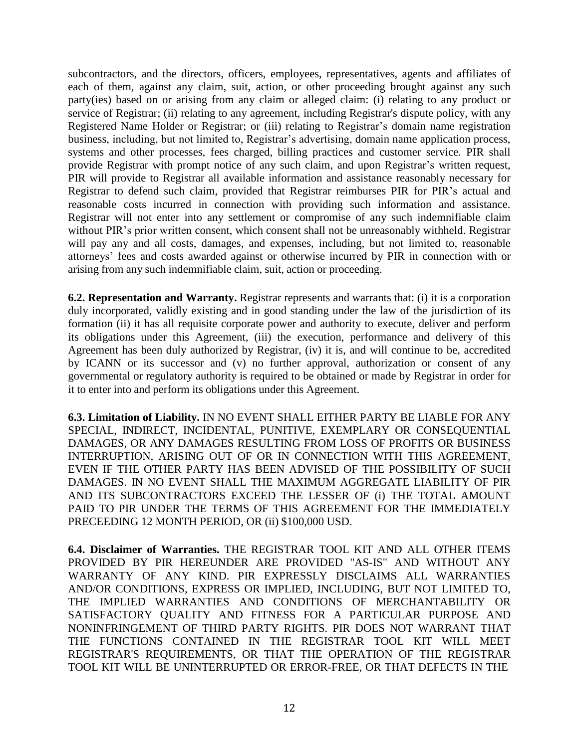subcontractors, and the directors, officers, employees, representatives, agents and affiliates of each of them, against any claim, suit, action, or other proceeding brought against any such party(ies) based on or arising from any claim or alleged claim: (i) relating to any product or service of Registrar; (ii) relating to any agreement, including Registrar's dispute policy, with any Registered Name Holder or Registrar; or (iii) relating to Registrar's domain name registration business, including, but not limited to, Registrar's advertising, domain name application process, systems and other processes, fees charged, billing practices and customer service. PIR shall provide Registrar with prompt notice of any such claim, and upon Registrar's written request, PIR will provide to Registrar all available information and assistance reasonably necessary for Registrar to defend such claim, provided that Registrar reimburses PIR for PIR's actual and reasonable costs incurred in connection with providing such information and assistance. Registrar will not enter into any settlement or compromise of any such indemnifiable claim without PIR's prior written consent, which consent shall not be unreasonably withheld. Registrar will pay any and all costs, damages, and expenses, including, but not limited to, reasonable attorneys' fees and costs awarded against or otherwise incurred by PIR in connection with or arising from any such indemnifiable claim, suit, action or proceeding.

**6.2. Representation and Warranty.** Registrar represents and warrants that: (i) it is a corporation duly incorporated, validly existing and in good standing under the law of the jurisdiction of its formation (ii) it has all requisite corporate power and authority to execute, deliver and perform its obligations under this Agreement, (iii) the execution, performance and delivery of this Agreement has been duly authorized by Registrar, (iv) it is, and will continue to be, accredited by ICANN or its successor and (v) no further approval, authorization or consent of any governmental or regulatory authority is required to be obtained or made by Registrar in order for it to enter into and perform its obligations under this Agreement.

**6.3. Limitation of Liability.** IN NO EVENT SHALL EITHER PARTY BE LIABLE FOR ANY SPECIAL, INDIRECT, INCIDENTAL, PUNITIVE, EXEMPLARY OR CONSEQUENTIAL DAMAGES, OR ANY DAMAGES RESULTING FROM LOSS OF PROFITS OR BUSINESS INTERRUPTION, ARISING OUT OF OR IN CONNECTION WITH THIS AGREEMENT, EVEN IF THE OTHER PARTY HAS BEEN ADVISED OF THE POSSIBILITY OF SUCH DAMAGES. IN NO EVENT SHALL THE MAXIMUM AGGREGATE LIABILITY OF PIR AND ITS SUBCONTRACTORS EXCEED THE LESSER OF (i) THE TOTAL AMOUNT PAID TO PIR UNDER THE TERMS OF THIS AGREEMENT FOR THE IMMEDIATELY PRECEEDING 12 MONTH PERIOD, OR (ii) $100,000 USD.

**6.4. Disclaimer of Warranties.** THE REGISTRAR TOOL KIT AND ALL OTHER ITEMS PROVIDED BY PIR HEREUNDER ARE PROVIDED "AS-IS" AND WITHOUT ANY WARRANTY OF ANY KIND. PIR EXPRESSLY DISCLAIMS ALL WARRANTIES AND/OR CONDITIONS, EXPRESS OR IMPLIED, INCLUDING, BUT NOT LIMITED TO, THE IMPLIED WARRANTIES AND CONDITIONS OF MERCHANTABILITY OR SATISFACTORY QUALITY AND FITNESS FOR A PARTICULAR PURPOSE AND NONINFRINGEMENT OF THIRD PARTY RIGHTS. PIR DOES NOT WARRANT THAT THE FUNCTIONS CONTAINED IN THE REGISTRAR TOOL KIT WILL MEET REGISTRAR'S REQUIREMENTS, OR THAT THE OPERATION OF THE REGISTRAR TOOL KIT WILL BE UNINTERRUPTED OR ERROR-FREE, OR THAT DEFECTS IN THE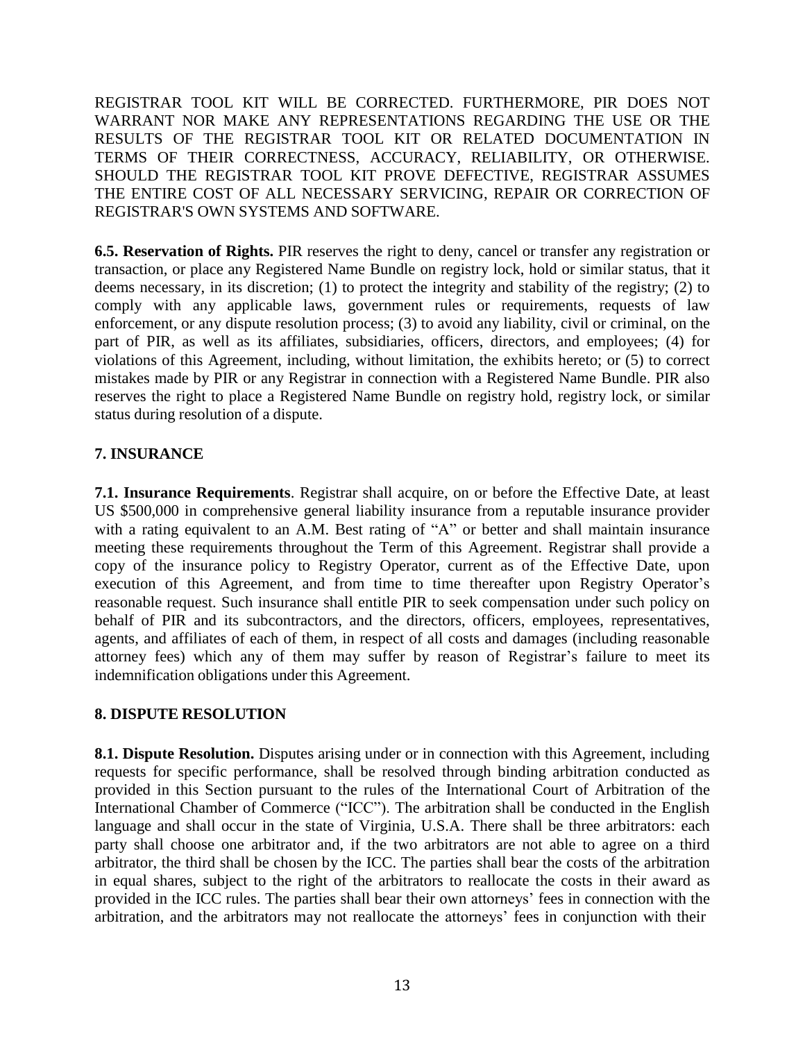REGISTRAR TOOL KIT WILL BE CORRECTED. FURTHERMORE, PIR DOES NOT WARRANT NOR MAKE ANY REPRESENTATIONS REGARDING THE USE OR THE RESULTS OF THE REGISTRAR TOOL KIT OR RELATED DOCUMENTATION IN TERMS OF THEIR CORRECTNESS, ACCURACY, RELIABILITY, OR OTHERWISE. SHOULD THE REGISTRAR TOOL KIT PROVE DEFECTIVE, REGISTRAR ASSUMES THE ENTIRE COST OF ALL NECESSARY SERVICING, REPAIR OR CORRECTION OF REGISTRAR'S OWN SYSTEMS AND SOFTWARE.

**6.5. Reservation of Rights.** PIR reserves the right to deny, cancel or transfer any registration or transaction, or place any Registered Name Bundle on registry lock, hold or similar status, that it deems necessary, in its discretion; (1) to protect the integrity and stability of the registry; (2) to comply with any applicable laws, government rules or requirements, requests of law enforcement, or any dispute resolution process; (3) to avoid any liability, civil or criminal, on the part of PIR, as well as its affiliates, subsidiaries, officers, directors, and employees; (4) for violations of this Agreement, including, without limitation, the exhibits hereto; or (5) to correct mistakes made by PIR or any Registrar in connection with a Registered Name Bundle. PIR also reserves the right to place a Registered Name Bundle on registry hold, registry lock, or similar status during resolution of a dispute.

## 7. INSURANCE

**7.1. Insurance Requirements**. Registrar shall acquire, on or before the Effective Date, at least US $500,000 in comprehensive general liability insurance from a reputable insurance provider with a rating equivalent to an A.M. Best rating of "A" or better and shall maintain insurance meeting these requirements throughout the Term of this Agreement. Registrar shall provide a copy of the insurance policy to Registry Operator, current as of the Effective Date, upon execution of this Agreement, and from time to time thereafter upon Registry Operator's reasonable request. Such insurance shall entitle PIR to seek compensation under such policy on behalf of PIR and its subcontractors, and the directors, officers, employees, representatives, agents, and affiliates of each of them, in respect of all costs and damages (including reasonable attorney fees) which any of them may suffer by reason of Registrar's failure to meet its indemnification obligations under this Agreement.

## 8. DISPUTE RESOLUTION

**8.1. Dispute Resolution.** Disputes arising under or in connection with this Agreement, including requests for specific performance, shall be resolved through binding arbitration conducted as provided in this Section pursuant to the rules of the International Court of Arbitration of the International Chamber of Commerce ("ICC"). The arbitration shall be conducted in the English language and shall occur in the state of Virginia, U.S.A. There shall be three arbitrators: each party shall choose one arbitrator and, if the two arbitrators are not able to agree on a third arbitrator, the third shall be chosen by the ICC. The parties shall bear the costs of the arbitration in equal shares, subject to the right of the arbitrators to reallocate the costs in their award as provided in the ICC rules. The parties shall bear their own attorneys' fees in connection with the arbitration, and the arbitrators may not reallocate the attorneys' fees in conjunction with their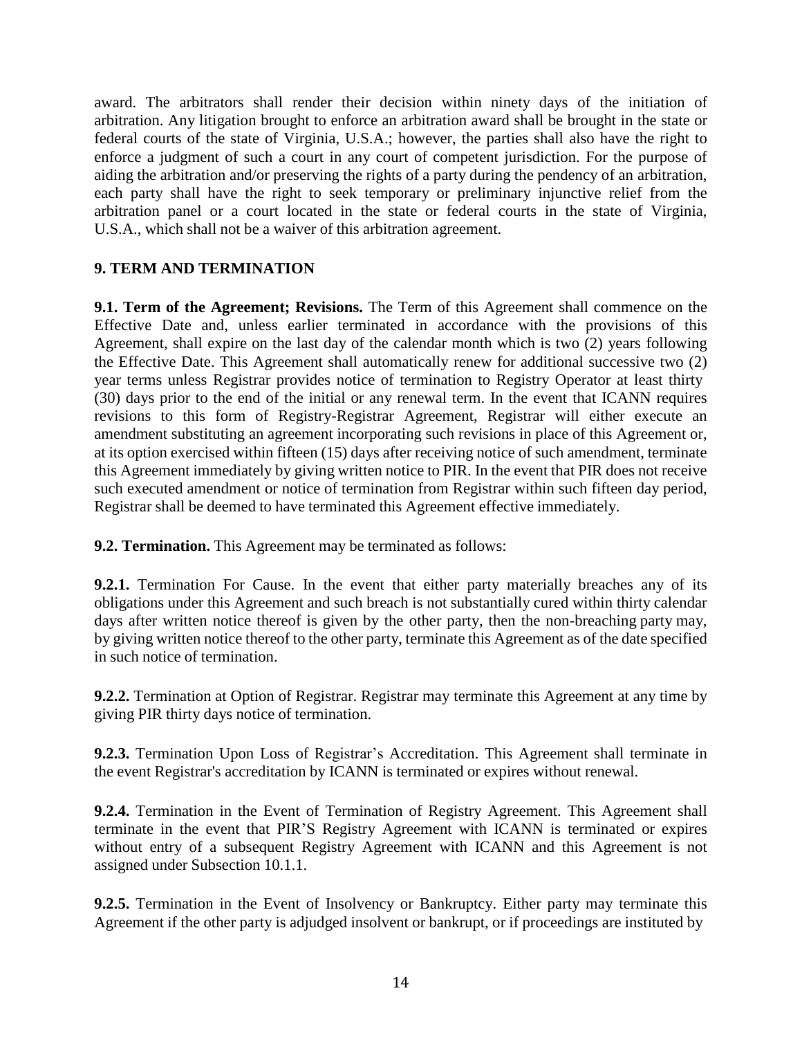award. The arbitrators shall render their decision within ninety days of the initiation of arbitration. Any litigation brought to enforce an arbitration award shall be brought in the state or federal courts of the state of Virginia, U.S.A.; however, the parties shall also have the right to enforce a judgment of such a court in any court of competent jurisdiction. For the purpose of aiding the arbitration and/or preserving the rights of a party during the pendency of an arbitration, each party shall have the right to seek temporary or preliminary injunctive relief from the arbitration panel or a court located in the state or federal courts in the state of Virginia, U.S.A., which shall not be a waiver of this arbitration agreement.

## 9. TERM AND TERMINATION

**9.1. Term of the Agreement; Revisions.** The Term of this Agreement shall commence on the Effective Date and, unless earlier terminated in accordance with the provisions of this Agreement, shall expire on the last day of the calendar month which is two (2) years following the Effective Date. This Agreement shall automatically renew for additional successive two (2) year terms unless Registrar provides notice of termination to Registry Operator at least thirty (30) days prior to the end of the initial or any renewal term. In the event that ICANN requires revisions to this form of Registry-Registrar Agreement, Registrar will either execute an amendment substituting an agreement incorporating such revisions in place of this Agreement or, at its option exercised within fifteen (15) days after receiving notice of such amendment, terminate this Agreement immediately by giving written notice to PIR. In the event that PIR does not receive such executed amendment or notice of termination from Registrar within such fifteen day period, Registrar shall be deemed to have terminated this Agreement effective immediately.

**9.2. Termination.** This Agreement may be terminated as follows:

**9.2.1.** Termination For Cause. In the event that either party materially breaches any of its obligations under this Agreement and such breach is not substantially cured within thirty calendar days after written notice thereof is given by the other party, then the non-breaching party may, by giving written notice thereof to the other party, terminate this Agreement as of the date specified in such notice of termination.

**9.2.2.** Termination at Option of Registrar. Registrar may terminate this Agreement at any time by giving PIR thirty days notice of termination.

**9.2.3.** Termination Upon Loss of Registrar's Accreditation. This Agreement shall terminate in the event Registrar's accreditation by ICANN is terminated or expires without renewal.

**9.2.4.** Termination in the Event of Termination of Registry Agreement. This Agreement shall terminate in the event that PIR'S Registry Agreement with ICANN is terminated or expires without entry of a subsequent Registry Agreement with ICANN and this Agreement is not assigned under Subsection 10.1.1.

**9.2.5.** Termination in the Event of Insolvency or Bankruptcy. Either party may terminate this Agreement if the other party is adjudged insolvent or bankrupt, or if proceedings are instituted by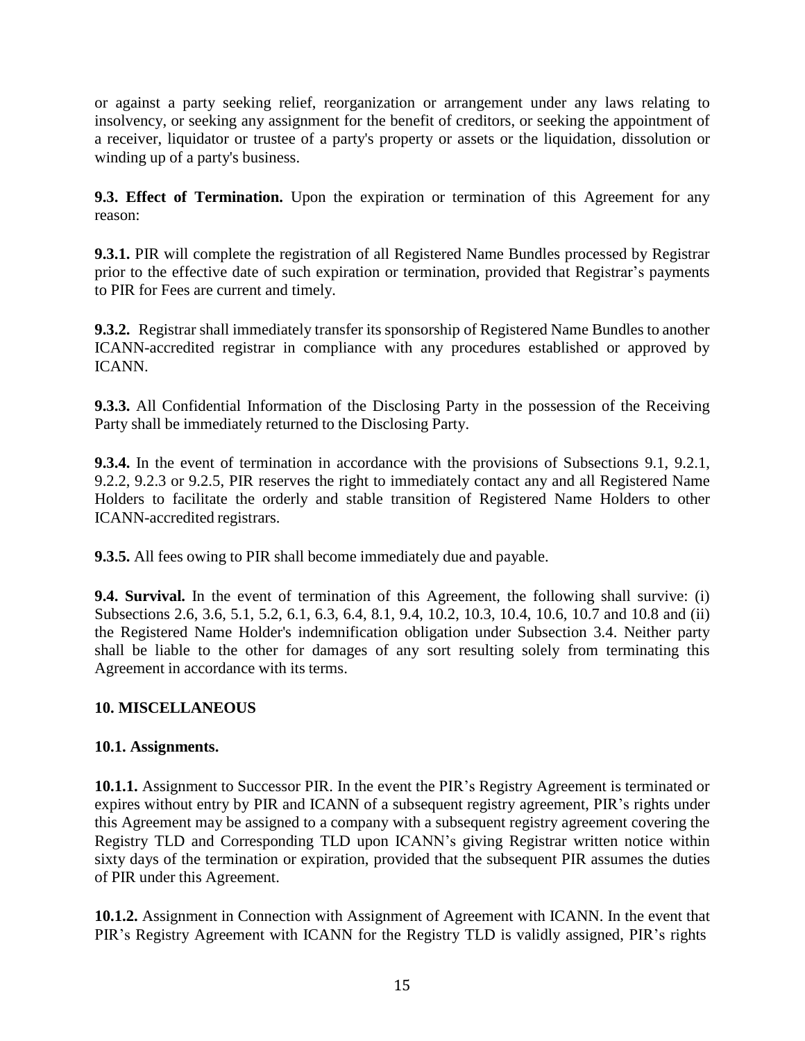or against a party seeking relief, reorganization or arrangement under any laws relating to insolvency, or seeking any assignment for the benefit of creditors, or seeking the appointment of a receiver, liquidator or trustee of a party's property or assets or the liquidation, dissolution or winding up of a party's business.

**9.3. Effect of Termination.** Upon the expiration or termination of this Agreement for any reason:

**9.3.1.** PIR will complete the registration of all Registered Name Bundles processed by Registrar prior to the effective date of such expiration or termination, provided that Registrar's payments to PIR for Fees are current and timely.

**9.3.2.** Registrar shall immediately transfer its sponsorship of Registered Name Bundles to another ICANN-accredited registrar in compliance with any procedures established or approved by ICANN.

**9.3.3.** All Confidential Information of the Disclosing Party in the possession of the Receiving Party shall be immediately returned to the Disclosing Party.

**9.3.4.** In the event of termination in accordance with the provisions of Subsections 9.1, 9.2.1, 9.2.2, 9.2.3 or 9.2.5, PIR reserves the right to immediately contact any and all Registered Name Holders to facilitate the orderly and stable transition of Registered Name Holders to other ICANN-accredited registrars.

**9.3.5.** All fees owing to PIR shall become immediately due and payable.

**9.4. Survival.** In the event of termination of this Agreement, the following shall survive: (i) Subsections 2.6, 3.6, 5.1, 5.2, 6.1, 6.3, 6.4, 8.1, 9.4, 10.2, 10.3, 10.4, 10.6, 10.7 and 10.8 and (ii) the Registered Name Holder's indemnification obligation under Subsection 3.4. Neither party shall be liable to the other for damages of any sort resulting solely from terminating this Agreement in accordance with its terms.

## 10. MISCELLANEOUS

### 10.1. Assignments.

**10.1.1.** Assignment to Successor PIR. In the event the PIR's Registry Agreement is terminated or expires without entry by PIR and ICANN of a subsequent registry agreement, PIR's rights under this Agreement may be assigned to a company with a subsequent registry agreement covering the Registry TLD and Corresponding TLD upon ICANN's giving Registrar written notice within sixty days of the termination or expiration, provided that the subsequent PIR assumes the duties of PIR under this Agreement.

**10.1.2.** Assignment in Connection with Assignment of Agreement with ICANN. In the event that PIR's Registry Agreement with ICANN for the Registry TLD is validly assigned, PIR's rights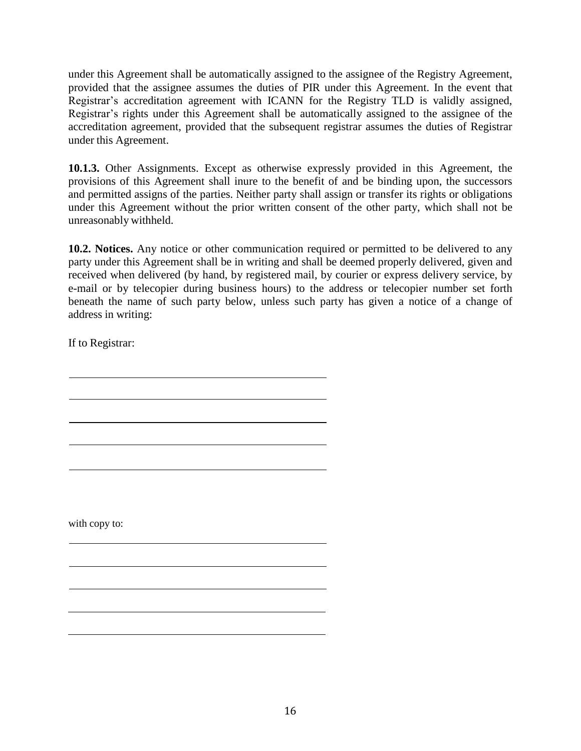under this Agreement shall be automatically assigned to the assignee of the Registry Agreement, provided that the assignee assumes the duties of PIR under this Agreement. In the event that Registrar's accreditation agreement with ICANN for the Registry TLD is validly assigned, Registrar's rights under this Agreement shall be automatically assigned to the assignee of the accreditation agreement, provided that the subsequent registrar assumes the duties of Registrar under this Agreement.

**10.1.3.** Other Assignments. Except as otherwise expressly provided in this Agreement, the provisions of this Agreement shall inure to the benefit of and be binding upon, the successors and permitted assigns of the parties. Neither party shall assign or transfer its rights or obligations under this Agreement without the prior written consent of the other party, which shall not be unreasonably withheld.

**10.2. Notices.** Any notice or other communication required or permitted to be delivered to any party under this Agreement shall be in writing and shall be deemed properly delivered, given and received when delivered (by hand, by registered mail, by courier or express delivery service, by e-mail or by telecopier during business hours) to the address or telecopier number set forth beneath the name of such party below, unless such party has given a notice of a change of address in writing:

If to Registrar:

\_\_\_\_\_\_\_\_\_\_\_\_\_\_\_\_\_\_\_\_\_\_\_\_\_\_\_\_\_\_\_\_\_\_\_\_\_\_\_\_

\_\_\_\_\_\_\_\_\_\_\_\_\_\_\_\_\_\_\_\_\_\_\_\_\_\_\_\_\_\_\_\_\_\_\_\_\_\_\_\_

\_\_\_\_\_\_\_\_\_\_\_\_\_\_\_\_\_\_\_\_\_\_\_\_\_\_\_\_\_\_\_\_\_\_\_\_\_\_\_\_

\_\_\_\_\_\_\_\_\_\_\_\_\_\_\_\_\_\_\_\_\_\_\_\_\_\_\_\_\_\_\_\_\_\_\_\_\_\_\_\_

\_\_\_\_\_\_\_\_\_\_\_\_\_\_\_\_\_\_\_\_\_\_\_\_\_\_\_\_\_\_\_\_\_\_\_\_\_\_\_\_

with copy to:

\_\_\_\_\_\_\_\_\_\_\_\_\_\_\_\_\_\_\_\_\_\_\_\_\_\_\_\_\_\_\_\_\_\_\_\_\_\_\_\_

\_\_\_\_\_\_\_\_\_\_\_\_\_\_\_\_\_\_\_\_\_\_\_\_\_\_\_\_\_\_\_\_\_\_\_\_\_\_\_\_

\_\_\_\_\_\_\_\_\_\_\_\_\_\_\_\_\_\_\_\_\_\_\_\_\_\_\_\_\_\_\_\_\_\_\_\_\_\_\_\_

\_\_\_\_\_\_\_\_\_\_\_\_\_\_\_\_\_\_\_\_\_\_\_\_\_\_\_\_\_\_\_\_\_\_\_\_\_\_\_\_

\_\_\_\_\_\_\_\_\_\_\_\_\_\_\_\_\_\_\_\_\_\_\_\_\_\_\_\_\_\_\_\_\_\_\_\_\_\_\_\_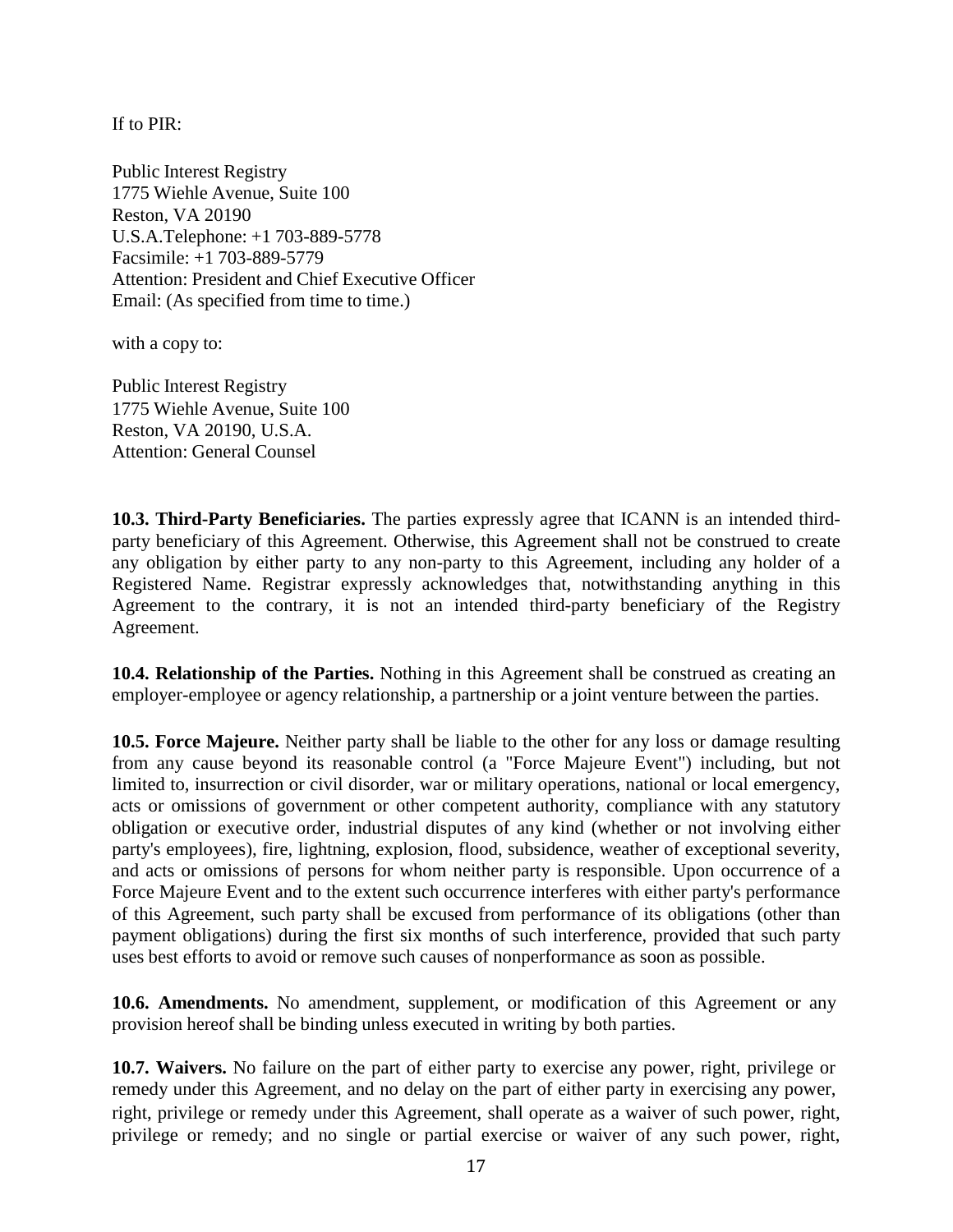If to PIR:

Public Interest Registry
1775 Wiehle Avenue, Suite 100
Reston, VA 20190
U.S.A.Telephone: +1 703-889-5778
Facsimile: +1 703-889-5779
Attention: President and Chief Executive Officer
Email: (As specified from time to time.)

with a copy to:

Public Interest Registry
1775 Wiehle Avenue, Suite 100
Reston, VA 20190, U.S.A.
Attention: General Counsel

**10.3. Third-Party Beneficiaries.** The parties expressly agree that ICANN is an intended third-party beneficiary of this Agreement. Otherwise, this Agreement shall not be construed to create any obligation by either party to any non-party to this Agreement, including any holder of a Registered Name. Registrar expressly acknowledges that, notwithstanding anything in this Agreement to the contrary, it is not an intended third-party beneficiary of the Registry Agreement.

**10.4. Relationship of the Parties.** Nothing in this Agreement shall be construed as creating an employer-employee or agency relationship, a partnership or a joint venture between the parties.

**10.5. Force Majeure.** Neither party shall be liable to the other for any loss or damage resulting from any cause beyond its reasonable control (a "Force Majeure Event") including, but not limited to, insurrection or civil disorder, war or military operations, national or local emergency, acts or omissions of government or other competent authority, compliance with any statutory obligation or executive order, industrial disputes of any kind (whether or not involving either party's employees), fire, lightning, explosion, flood, subsidence, weather of exceptional severity, and acts or omissions of persons for whom neither party is responsible. Upon occurrence of a Force Majeure Event and to the extent such occurrence interferes with either party's performance of this Agreement, such party shall be excused from performance of its obligations (other than payment obligations) during the first six months of such interference, provided that such party uses best efforts to avoid or remove such causes of nonperformance as soon as possible.

**10.6. Amendments.** No amendment, supplement, or modification of this Agreement or any provision hereof shall be binding unless executed in writing by both parties.

**10.7. Waivers.** No failure on the part of either party to exercise any power, right, privilege or remedy under this Agreement, and no delay on the part of either party in exercising any power, right, privilege or remedy under this Agreement, shall operate as a waiver of such power, right, privilege or remedy; and no single or partial exercise or waiver of any such power, right,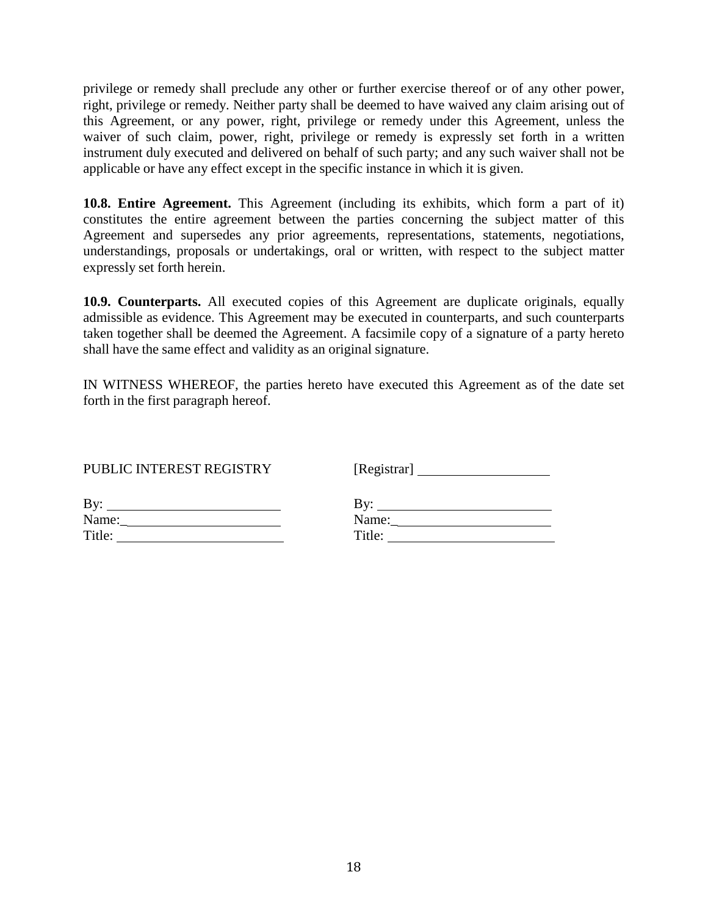privilege or remedy shall preclude any other or further exercise thereof or of any other power, right, privilege or remedy. Neither party shall be deemed to have waived any claim arising out of this Agreement, or any power, right, privilege or remedy under this Agreement, unless the waiver of such claim, power, right, privilege or remedy is expressly set forth in a written instrument duly executed and delivered on behalf of such party; and any such waiver shall not be applicable or have any effect except in the specific instance in which it is given.

**10.8. Entire Agreement.** This Agreement (including its exhibits, which form a part of it) constitutes the entire agreement between the parties concerning the subject matter of this Agreement and supersedes any prior agreements, representations, statements, negotiations, understandings, proposals or undertakings, oral or written, with respect to the subject matter expressly set forth herein.

**10.9. Counterparts.** All executed copies of this Agreement are duplicate originals, equally admissible as evidence. This Agreement may be executed in counterparts, and such counterparts taken together shall be deemed the Agreement. A facsimile copy of a signature of a party hereto shall have the same effect and validity as an original signature.

IN WITNESS WHEREOF, the parties hereto have executed this Agreement as of the date set forth in the first paragraph hereof.

| PUBLIC INTEREST REGISTRY | [Registrar] ____________________ |
|---|---|
| By: ______________________ | By: ______________________ |
| Name: ______________________ | Name: ______________________ |
| Title: ______________________ | Title: ______________________ |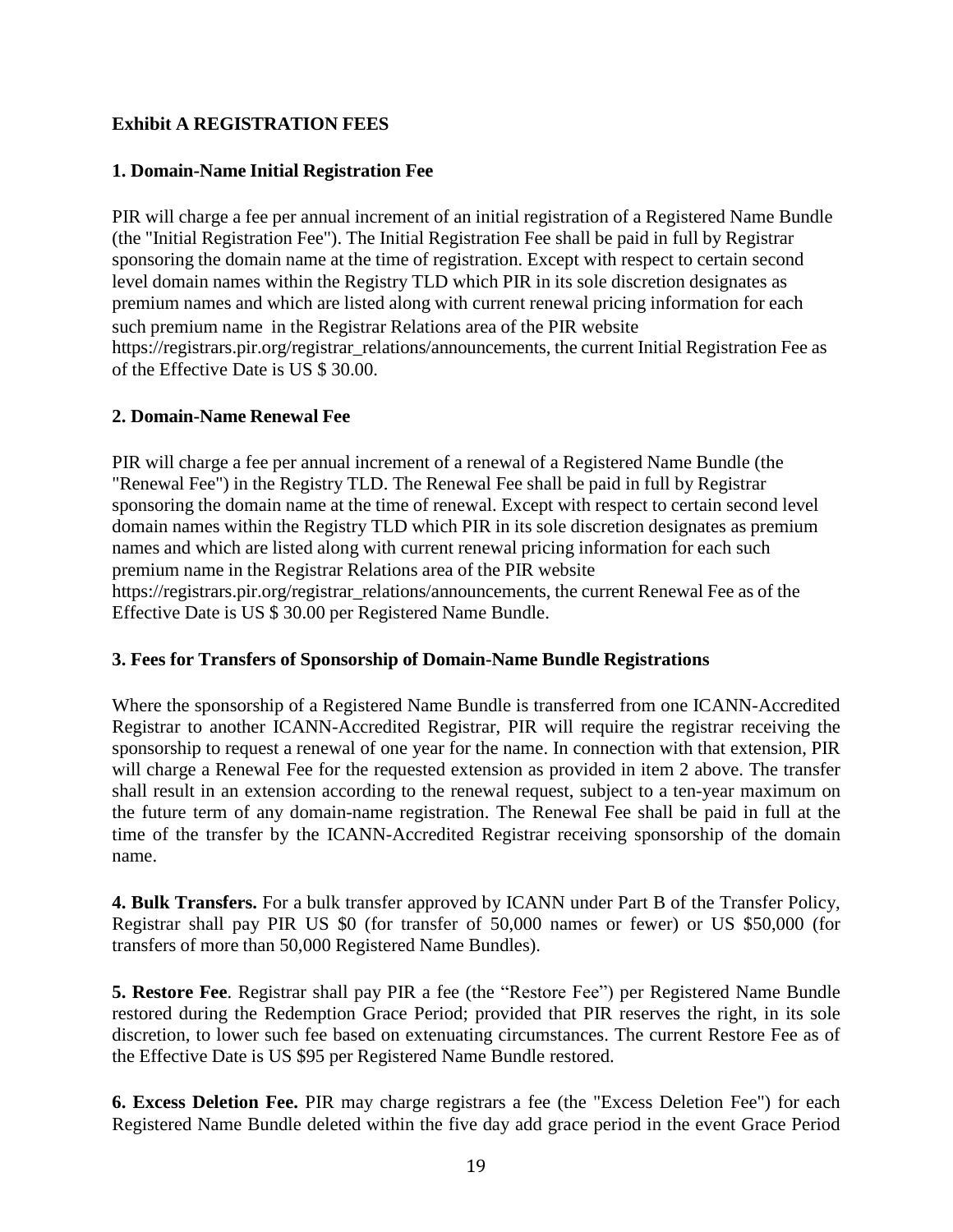## Exhibit A REGISTRATION FEES

### 1. Domain-Name Initial Registration Fee

PIR will charge a fee per annual increment of an initial registration of a Registered Name Bundle (the "Initial Registration Fee"). The Initial Registration Fee shall be paid in full by Registrar sponsoring the domain name at the time of registration. Except with respect to certain second level domain names within the Registry TLD which PIR in its sole discretion designates as premium names and which are listed along with current renewal pricing information for each such premium name in the Registrar Relations area of the PIR website https://registrars.pir.org/registrar_relations/announcements, the current Initial Registration Fee as of the Effective Date is US $ 30.00.

### 2. Domain-Name Renewal Fee

PIR will charge a fee per annual increment of a renewal of a Registered Name Bundle (the "Renewal Fee") in the Registry TLD. The Renewal Fee shall be paid in full by Registrar sponsoring the domain name at the time of renewal. Except with respect to certain second level domain names within the Registry TLD which PIR in its sole discretion designates as premium names and which are listed along with current renewal pricing information for each such premium name in the Registrar Relations area of the PIR website https://registrars.pir.org/registrar_relations/announcements, the current Renewal Fee as of the Effective Date is US $ 30.00 per Registered Name Bundle.

### 3. Fees for Transfers of Sponsorship of Domain-Name Bundle Registrations

Where the sponsorship of a Registered Name Bundle is transferred from one ICANN-Accredited Registrar to another ICANN-Accredited Registrar, PIR will require the registrar receiving the sponsorship to request a renewal of one year for the name. In connection with that extension, PIR will charge a Renewal Fee for the requested extension as provided in item 2 above. The transfer shall result in an extension according to the renewal request, subject to a ten-year maximum on the future term of any domain-name registration. The Renewal Fee shall be paid in full at the time of the transfer by the ICANN-Accredited Registrar receiving sponsorship of the domain name.

**4. Bulk Transfers.** For a bulk transfer approved by ICANN under Part B of the Transfer Policy, Registrar shall pay PIR US $0 (for transfer of 50,000 names or fewer) or US $50,000 (for transfers of more than 50,000 Registered Name Bundles).

**5. Restore Fee**. Registrar shall pay PIR a fee (the "Restore Fee") per Registered Name Bundle restored during the Redemption Grace Period; provided that PIR reserves the right, in its sole discretion, to lower such fee based on extenuating circumstances. The current Restore Fee as of the Effective Date is US $95 per Registered Name Bundle restored.

**6. Excess Deletion Fee.** PIR may charge registrars a fee (the "Excess Deletion Fee") for each Registered Name Bundle deleted within the five day add grace period in the event Grace Period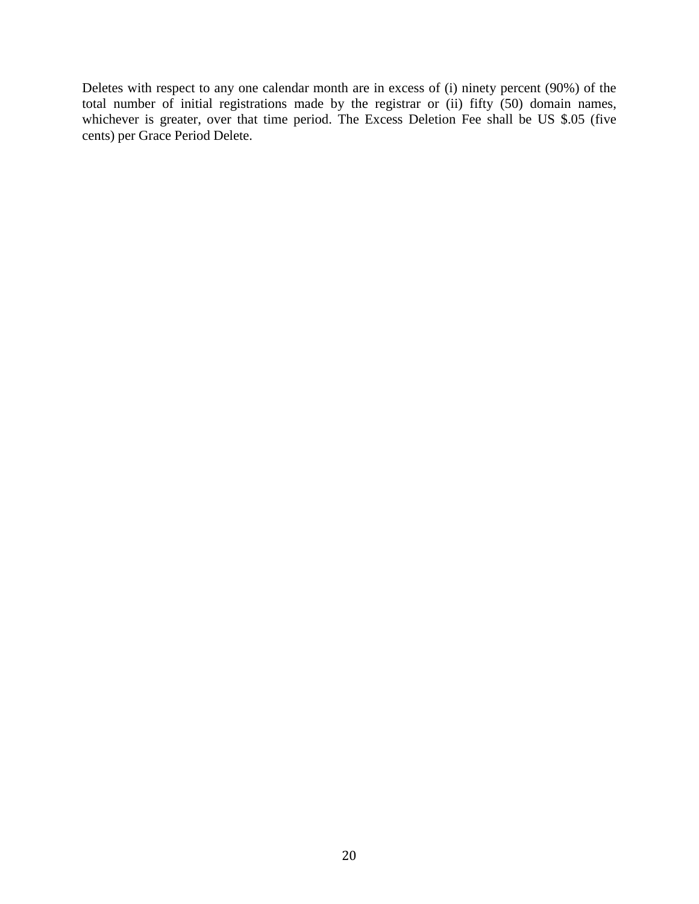Deletes with respect to any one calendar month are in excess of (i) ninety percent (90%) of the total number of initial registrations made by the registrar or (ii) fifty (50) domain names, whichever is greater, over that time period. The Excess Deletion Fee shall be US $.05 (five cents) per Grace Period Delete.